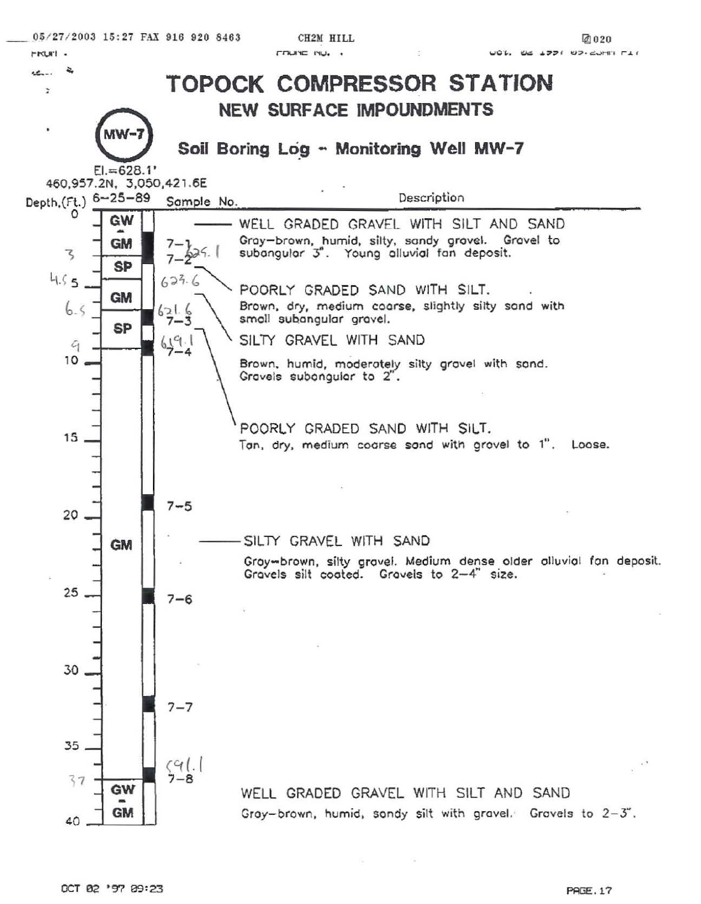# TOPOCK COMPRESSOR STATION

## NEW SURFACE IMPOUNDMENTS

### Soil Boring Log - Monitoring Well MW-7

**MW-7**

El.=628.1'

460,957.2N, 3,050,421.6E

6-25-89

| Depth (Ft.) | Soil Type | Sample No. | Description |
|---|---|---|---|
| 0 | GW-GM | | **WELL GRADED GRAVEL WITH SILT AND SAND** Gray-brown, humid, silty, sandy gravel. Gravel to subangular 3". Young alluvial fan deposit. |
| 3 | SP | 7-1, 7-2 (625.1) | **POORLY GRADED SAND WITH SILT.** Brown, dry, medium coarse, slightly silty sand with small subangular gravel. |
| 4.5 | GM | (623.6) | **SILTY GRAVEL WITH SAND** Brown, humid, moderately silty gravel with sand. Gravels subangular to 2". |
| 6.5 | SP | 7-3 (621.6) | **POORLY GRADED SAND WITH SILT.** Tan, dry, medium coarse sand with gravel to 1". Loose. |
| 9 | GM | 7-4 (619.1), 7-5, 7-6, 7-7, 7-8 (591.1) | **SILTY GRAVEL WITH SAND** Gray-brown, silty gravel. Medium dense older alluvial fan deposit. Gravels silt coated. Gravels to 2-4" size. |
| 37 | GW-GM | | **WELL GRADED GRAVEL WITH SILT AND SAND** Gray-brown, humid, sandy silt with gravel. Gravels to 2-3". |
| 40 | | | |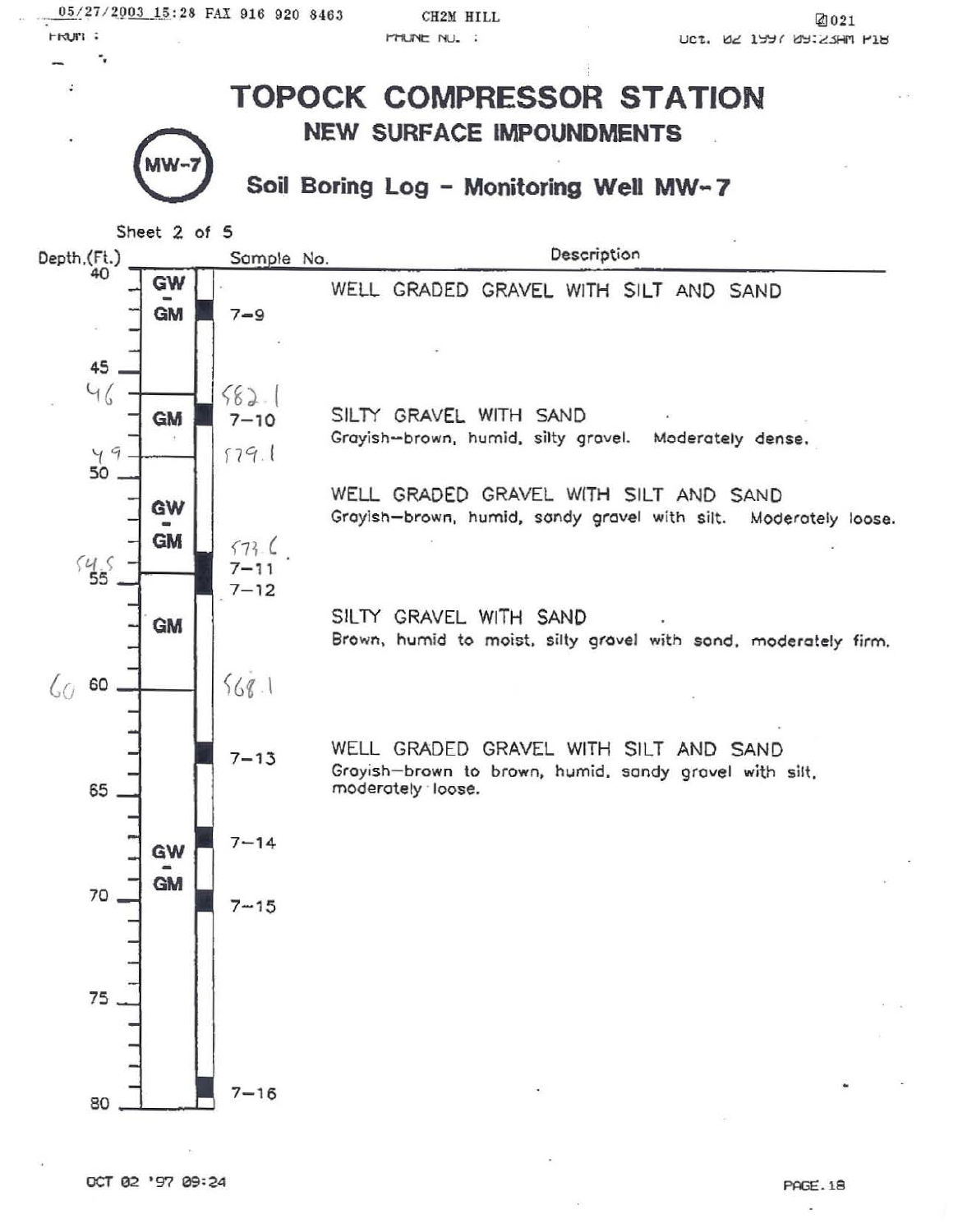# TOPOCK COMPRESSOR STATION

## NEW SURFACE IMPOUNDMENTS

## MW-7 Soil Boring Log - Monitoring Well MW-7

Sheet 2 of 5

| Depth (Ft.) | Soil Class | Sample No. | Description |
|---|---|---|---|
| 40–46 | GW-GM | 7-9 | WELL GRADED GRAVEL WITH SILT AND SAND |
| 46–49 | GM | 7-10 | SILTY GRAVEL WITH SAND<br>Grayish-brown, humid, silty gravel. Moderately dense. |
| 49–54.5 | GW-GM | 7-11 | WELL GRADED GRAVEL WITH SILT AND SAND<br>Grayish-brown, humid, sandy gravel with silt. Moderately loose. |
| 54.5–60 | GM | 7-12 | SILTY GRAVEL WITH SAND<br>Brown, humid to moist, silty gravel with sand, moderately firm. |
| 60–80 | GW-GM | 7-13, 7-14, 7-15, 7-16 | WELL GRADED GRAVEL WITH SILT AND SAND<br>Grayish-brown to brown, humid, sandy gravel with silt, moderately loose. |

Handwritten annotations: 46 — 582.1; 49 — 579.1; 54.5 — 573.6; 60 — 568.1

OCT 02 '97 09:24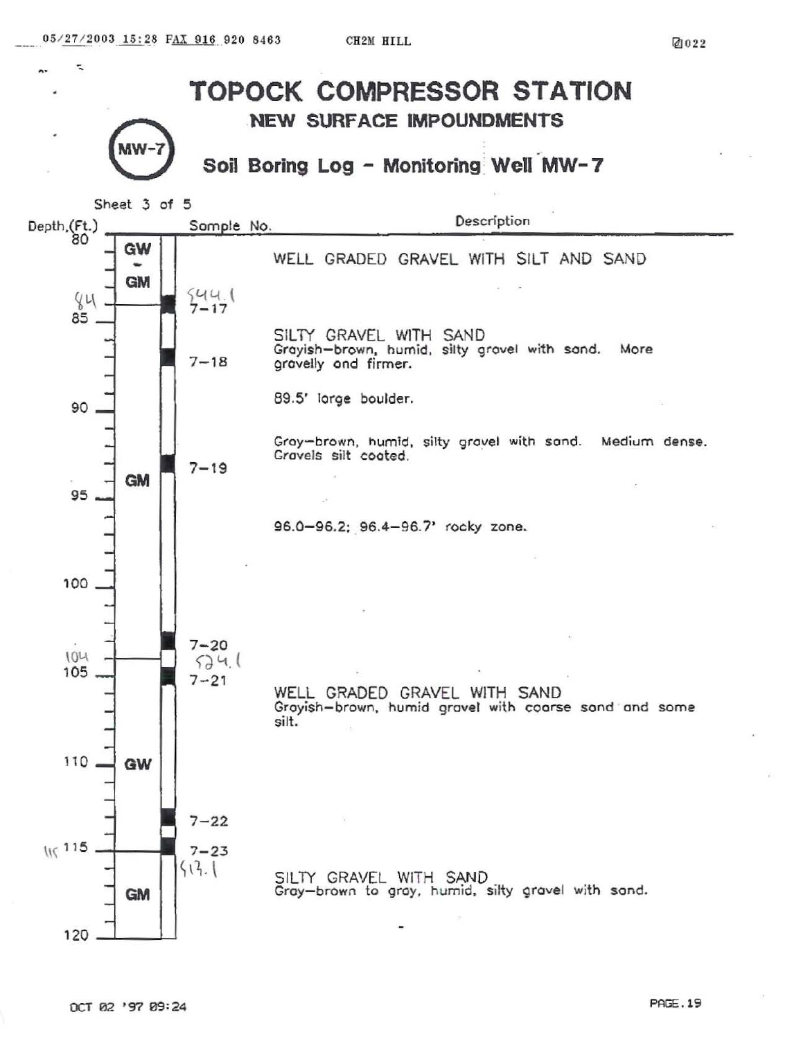# TOPOCK COMPRESSOR STATION

## NEW SURFACE IMPOUNDMENTS

MW-7

## Soil Boring Log - Monitoring Well MW-7

Sheet 3 of 5

| Depth (Ft.) | USCS | Sample No. | Description |
|---|---|---|---|
| 80 | GW - GM | | WELL GRADED GRAVEL WITH SILT AND SAND |
| 84 | | 544.1 / 7-17 | |
| 85 | GM | | SILTY GRAVEL WITH SAND<br>Grayish-brown, humid, silty gravel with sand. More gravelly and firmer. |
| | | 7-18 | |
| | | | 89.5' large boulder. |
| 90 | | | |
| | | | Gray-brown, humid, silty gravel with sand. Medium dense. Gravels silt coated. |
| | | 7-19 | |
| 95 | | | |
| | | | 96.0-96.2; 96.4-96.7' rocky zone. |
| 100 | | | |
| | | 7-20 | |
| 104 | | 524.1 | |
| 105 | GW | 7-21 | WELL GRADED GRAVEL WITH SAND<br>Grayish-brown, humid gravel with coarse sand and some silt. |
| 110 | | | |
| | | 7-22 | |
| 115 | | 7-23 | |
| | GM | 513.1 | SILTY GRAVEL WITH SAND<br>Gray-brown to gray, humid, silty gravel with sand. |
| 120 | | | |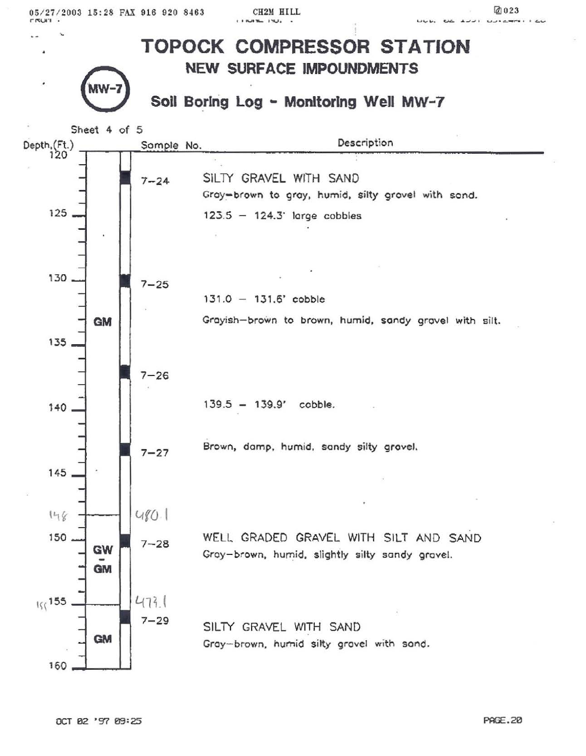# TOPOCK COMPRESSOR STATION

## NEW SURFACE IMPOUNDMENTS

## Soil Boring Log - Monitoring Well MW-7

MW-7

Sheet 4 of 5

| Depth (Ft.) | USCS | Sample No. | Description |
|---|---|---|---|
| 120 | GM | | |
| | | 7-24 | SILTY GRAVEL WITH SAND<br>Gray-brown to gray, humid, silty gravel with sand.<br>123.5 - 124.3' large cobbles |
| 125 | | | |
| 130 | | 7-25 | 131.0 - 131.6' cobble<br>Grayish-brown to brown, humid, sandy gravel with silt. |
| 135 | | | |
| | | 7-26 | 139.5 - 139.9' cobble. |
| 140 | | | |
| | | 7-27 | Brown, damp, humid, sandy silty gravel. |
| 145 | | | |
| 148 | GW-GM | 480.1 | |
| 150 | | 7-28 | WELL GRADED GRAVEL WITH SILT AND SAND<br>Gray-brown, humid, slightly silty sandy gravel. |
| 155 | GM | 473.1 | |
| | | 7-29 | SILTY GRAVEL WITH SAND<br>Gray-brown, humid silty gravel with sand. |
| 160 | | | |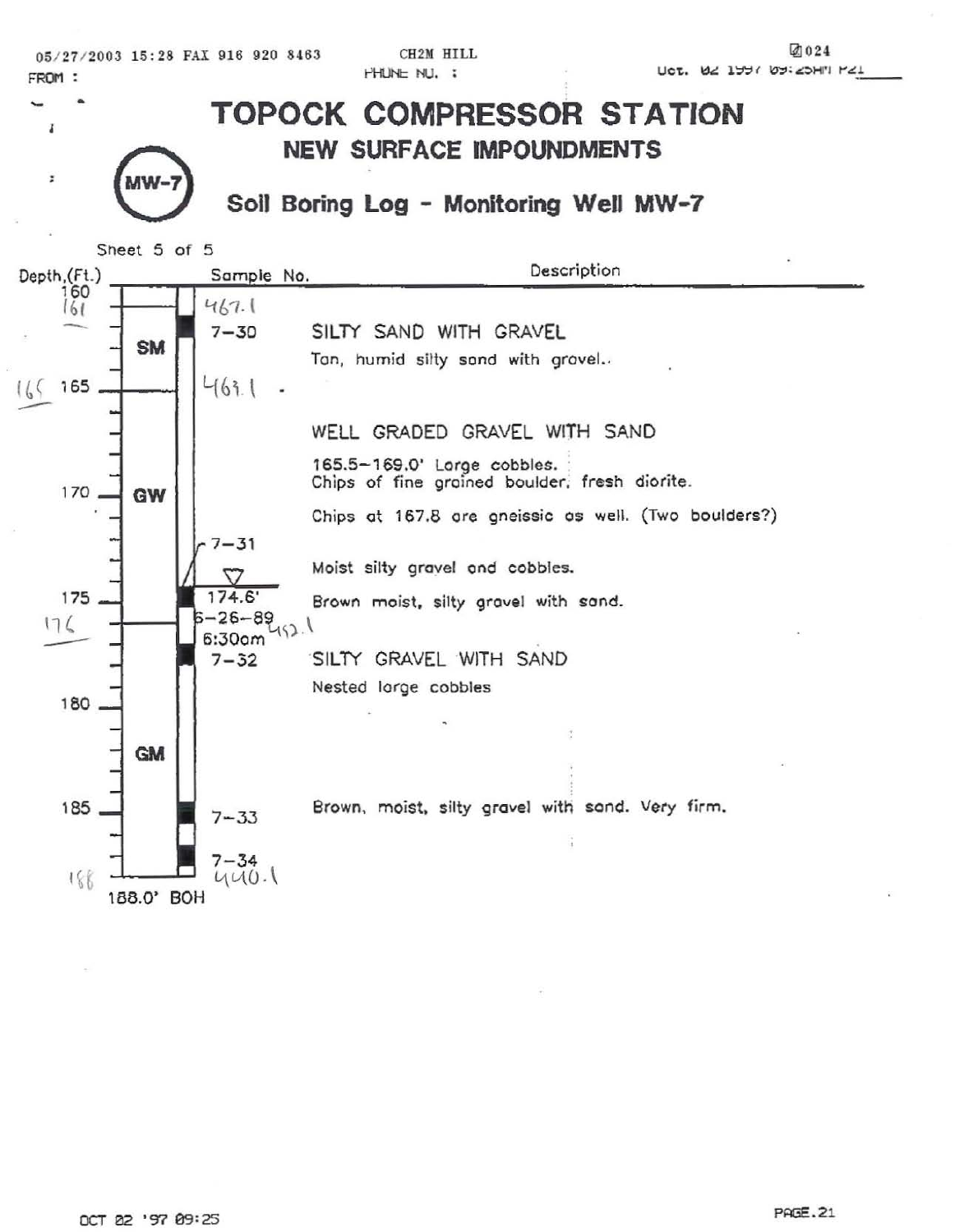# TOPOCK COMPRESSOR STATION

## NEW SURFACE IMPOUNDMENTS

MW-7

## Soil Boring Log - Monitoring Well MW-7

Sheet 5 of 5

| Depth, (Ft.) | Unit | Sample No. | Description |
|---|---|---|---|
| 160 (161) | SM | 467.1 | |
| | | 7-30 | **SILTY SAND WITH GRAVEL** Tan, humid silty sand with gravel.. |
| 165 (165) | GW | 463.1 | **WELL GRADED GRAVEL WITH SAND** 165.5-169.0' Large cobbles. Chips of fine grained boulder, fresh diorite. Chips at 167.8 are gneissic as well. (Two boulders?) |
| 170 | | 7-31 | Moist silty gravel and cobbles. |
| 175 | | 174.6' | Brown moist, silty gravel with sand. |
| (176) | GM | 6-26-89 6:30am 452.1 | |
| | | 7-32 | **SILTY GRAVEL WITH SAND** Nested large cobbles |
| 180 | | | |
| 185 | | 7-33 | Brown, moist, silty gravel with sand. Very firm. |
| (188) | | 7-34 440.1 | |

188.0' BOH